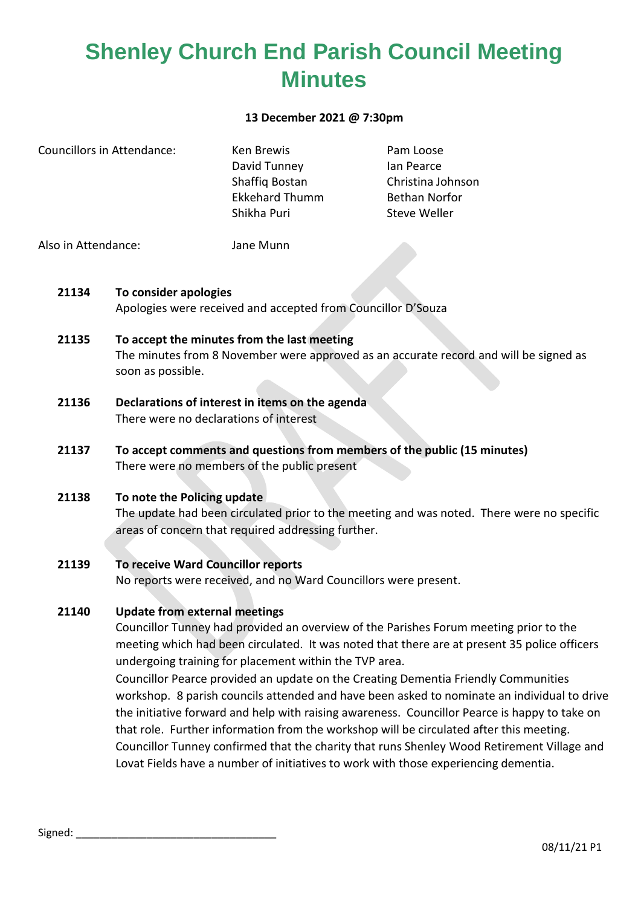# Shenley Church End Parish Council Meeting Minutes

**13 December 2021 @ 7:30pm**

| Councillors in Attendance: | Ken Brewis | Pam Loose |
|---|---|---|
| | David Tunney | Ian Pearce |
| | Shaffiq Bostan | Christina Johnson |
| | Ekkehard Thumm | Bethan Norfor |
| | Shikha Puri | Steve Weller |

Also in Attendance: Jane Munn

**21134 To consider apologies**
Apologies were received and accepted from Councillor D'Souza

**21135 To accept the minutes from the last meeting**
The minutes from 8 November were approved as an accurate record and will be signed as soon as possible.

**21136 Declarations of interest in items on the agenda**
There were no declarations of interest

**21137 To accept comments and questions from members of the public (15 minutes)**
There were no members of the public present

**21138 To note the Policing update**
The update had been circulated prior to the meeting and was noted. There were no specific areas of concern that required addressing further.

**21139 To receive Ward Councillor reports**
No reports were received, and no Ward Councillors were present.

**21140 Update from external meetings**
Councillor Tunney had provided an overview of the Parishes Forum meeting prior to the meeting which had been circulated. It was noted that there are at present 35 police officers undergoing training for placement within the TVP area.
Councillor Pearce provided an update on the Creating Dementia Friendly Communities workshop. 8 parish councils attended and have been asked to nominate an individual to drive the initiative forward and help with raising awareness. Councillor Pearce is happy to take on that role. Further information from the workshop will be circulated after this meeting.
Councillor Tunney confirmed that the charity that runs Shenley Wood Retirement Village and Lovat Fields have a number of initiatives to work with those experiencing dementia.

Signed: ________________________________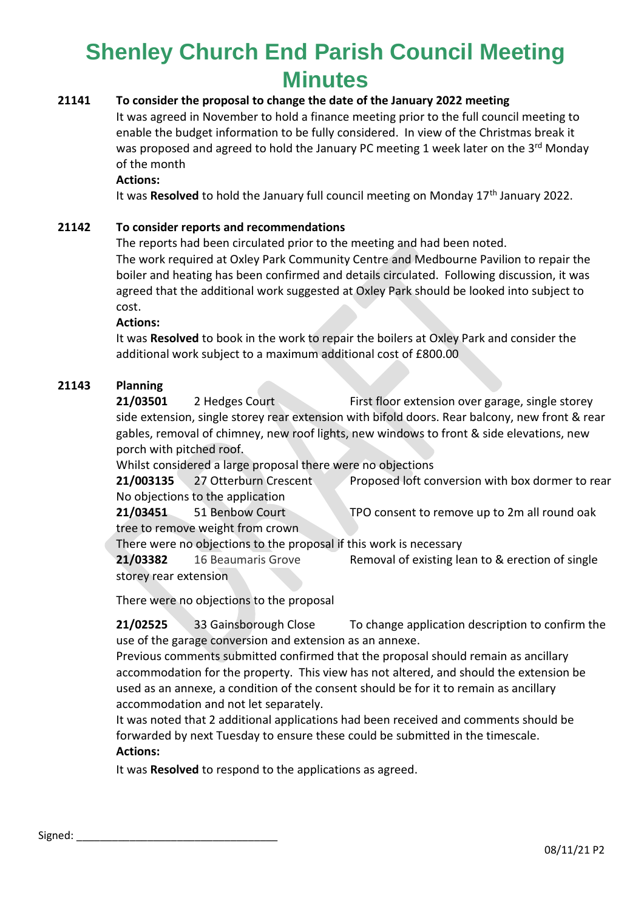# Shenley Church End Parish Council Meeting Minutes

**21141 To consider the proposal to change the date of the January 2022 meeting**

It was agreed in November to hold a finance meeting prior to the full council meeting to enable the budget information to be fully considered. In view of the Christmas break it was proposed and agreed to hold the January PC meeting 1 week later on the 3rd Monday of the month

**Actions:**

It was **Resolved** to hold the January full council meeting on Monday 17th January 2022.

**21142 To consider reports and recommendations**

The reports had been circulated prior to the meeting and had been noted.

The work required at Oxley Park Community Centre and Medbourne Pavilion to repair the boiler and heating has been confirmed and details circulated. Following discussion, it was agreed that the additional work suggested at Oxley Park should be looked into subject to cost.

**Actions:**

It was **Resolved** to book in the work to repair the boilers at Oxley Park and consider the additional work subject to a maximum additional cost of £800.00

**21143 Planning**

**21/03501** 2 Hedges Court First floor extension over garage, single storey side extension, single storey rear extension with bifold doors. Rear balcony, new front & rear gables, removal of chimney, new roof lights, new windows to front & side elevations, new porch with pitched roof.

Whilst considered a large proposal there were no objections

**21/003135** 27 Otterburn Crescent Proposed loft conversion with box dormer to rear

No objections to the application

**21/03451** 51 Benbow Court TPO consent to remove up to 2m all round oak tree to remove weight from crown

There were no objections to the proposal if this work is necessary

**21/03382** 16 Beaumaris Grove Removal of existing lean to & erection of single storey rear extension

There were no objections to the proposal

**21/02525** 33 Gainsborough Close To change application description to confirm the use of the garage conversion and extension as an annexe.

Previous comments submitted confirmed that the proposal should remain as ancillary accommodation for the property. This view has not altered, and should the extension be used as an annexe, a condition of the consent should be for it to remain as ancillary accommodation and not let separately.

It was noted that 2 additional applications had been received and comments should be forwarded by next Tuesday to ensure these could be submitted in the timescale.

**Actions:**

It was **Resolved** to respond to the applications as agreed.

Signed: ________________________________

08/11/21 P2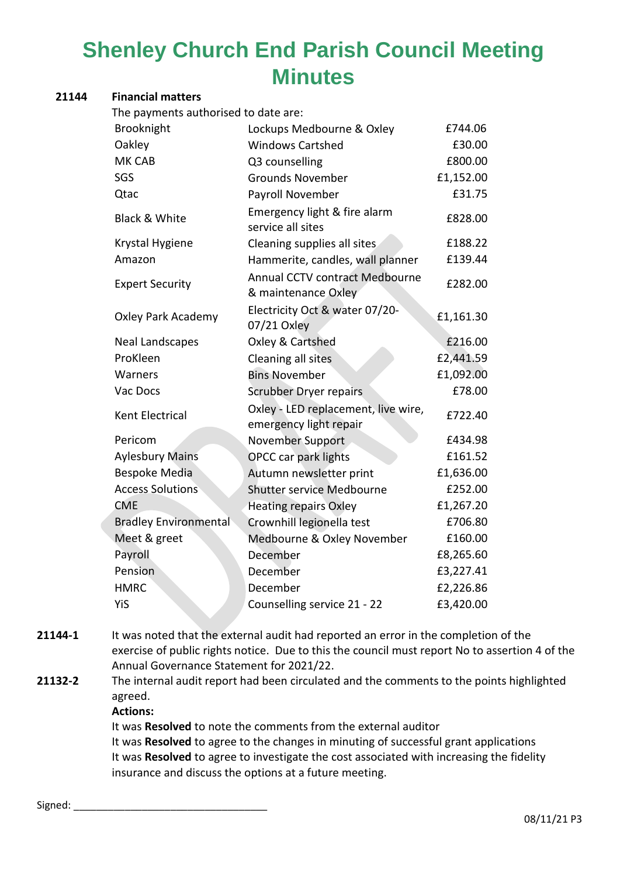# Shenley Church End Parish Council Meeting Minutes

**21144 Financial matters**

The payments authorised to date are:

| | | |
|---|---|---|
| Brooknight | Lockups Medbourne & Oxley | £744.06 |
| Oakley | Windows Cartshed | £30.00 |
| MK CAB | Q3 counselling | £800.00 |
| SGS | Grounds November | £1,152.00 |
| Qtac | Payroll November | £31.75 |
| Black & White | Emergency light & fire alarm service all sites | £828.00 |
| Krystal Hygiene | Cleaning supplies all sites | £188.22 |
| Amazon | Hammerite, candles, wall planner | £139.44 |
| Expert Security | Annual CCTV contract Medbourne & maintenance Oxley | £282.00 |
| Oxley Park Academy | Electricity Oct & water 07/20-07/21 Oxley | £1,161.30 |
| Neal Landscapes | Oxley & Cartshed | £216.00 |
| ProKleen | Cleaning all sites | £2,441.59 |
| Warners | Bins November | £1,092.00 |
| Vac Docs | Scrubber Dryer repairs | £78.00 |
| Kent Electrical | Oxley - LED replacement, live wire, emergency light repair | £722.40 |
| Pericom | November Support | £434.98 |
| Aylesbury Mains | OPCC car park lights | £161.52 |
| Bespoke Media | Autumn newsletter print | £1,636.00 |
| Access Solutions | Shutter service Medbourne | £252.00 |
| CME | Heating repairs Oxley | £1,267.20 |
| Bradley Environmental | Crownhill legionella test | £706.80 |
| Meet & greet | Medbourne & Oxley November | £160.00 |
| Payroll | December | £8,265.60 |
| Pension | December | £3,227.41 |
| HMRC | December | £2,226.86 |
| YiS | Counselling service 21 - 22 | £3,420.00 |

**21144-1** It was noted that the external audit had reported an error in the completion of the exercise of public rights notice. Due to this the council must report No to assertion 4 of the Annual Governance Statement for 2021/22.

**21132-2** The internal audit report had been circulated and the comments to the points highlighted agreed.

**Actions:**

It was **Resolved** to note the comments from the external auditor

It was **Resolved** to agree to the changes in minuting of successful grant applications

It was **Resolved** to agree to investigate the cost associated with increasing the fidelity insurance and discuss the options at a future meeting.

Signed: ________________________________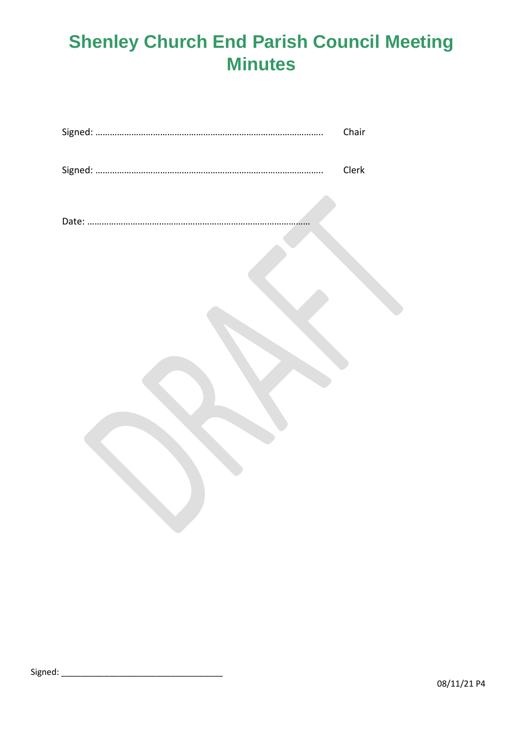# Shenley Church End Parish Council Meeting Minutes

Signed: ………………………………………………………………………………….. Chair

Signed: ………………………………………………………………………………….. Clerk

Date: ………………………………………………………………………………